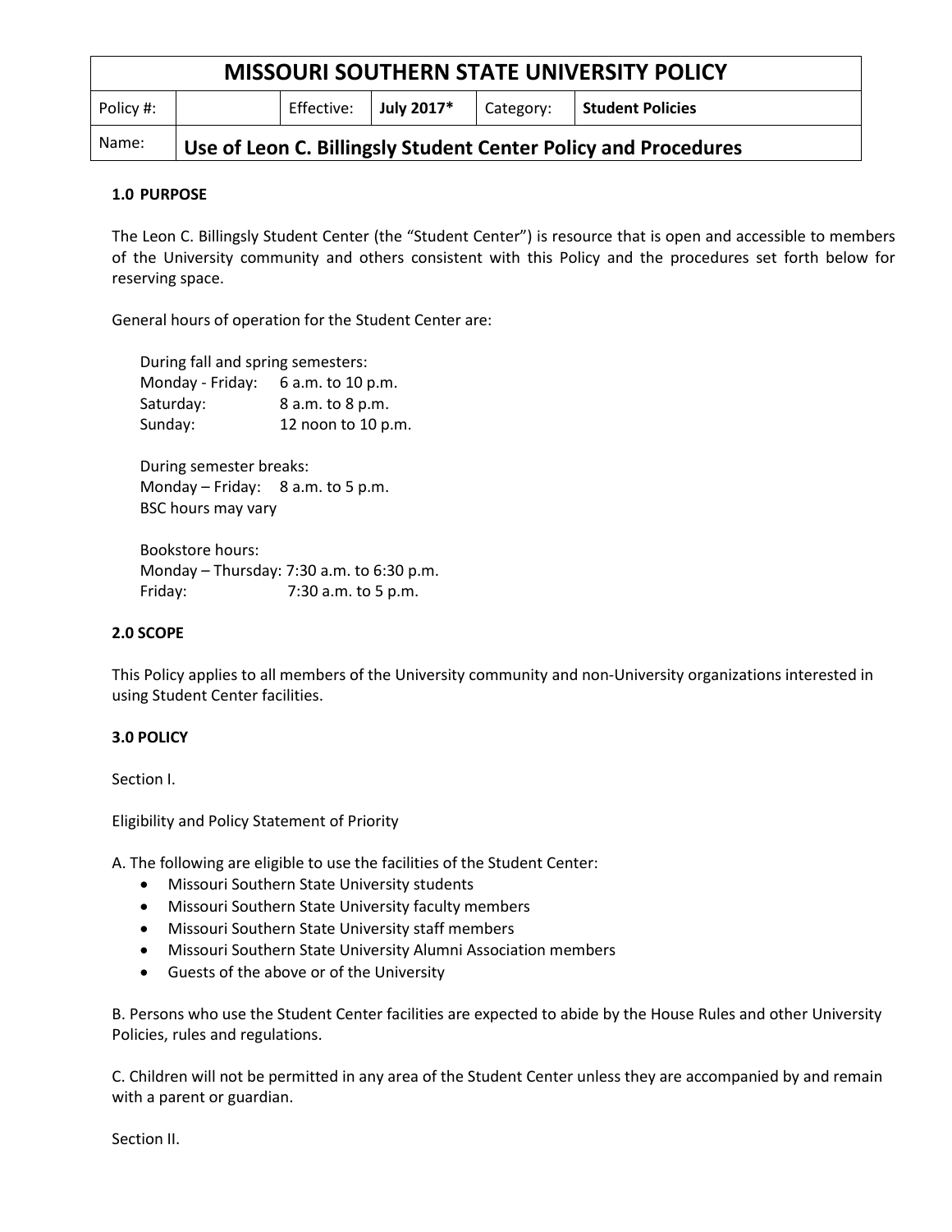| MISSOURI SOUTHERN STATE UNIVERSITY POLICY | | | | | |
|---|---|---|---|---|---|
| Policy #: | | Effective: | **July 2017*** | Category: | **Student Policies** |
| Name: | **Use of Leon C. Billingsly Student Center Policy and Procedures** | | | | |

**1.0 PURPOSE**

The Leon C. Billingsly Student Center (the "Student Center") is resource that is open and accessible to members of the University community and others consistent with this Policy and the procedures set forth below for reserving space.

General hours of operation for the Student Center are:

During fall and spring semesters:
Monday - Friday: 6 a.m. to 10 p.m.
Saturday: 8 a.m. to 8 p.m.
Sunday: 12 noon to 10 p.m.

During semester breaks:
Monday – Friday: 8 a.m. to 5 p.m.
BSC hours may vary

Bookstore hours:
Monday – Thursday: 7:30 a.m. to 6:30 p.m.
Friday: 7:30 a.m. to 5 p.m.

**2.0 SCOPE**

This Policy applies to all members of the University community and non-University organizations interested in using Student Center facilities.

**3.0 POLICY**

Section I.

Eligibility and Policy Statement of Priority

A. The following are eligible to use the facilities of the Student Center:

- Missouri Southern State University students
- Missouri Southern State University faculty members
- Missouri Southern State University staff members
- Missouri Southern State University Alumni Association members
- Guests of the above or of the University

B. Persons who use the Student Center facilities are expected to abide by the House Rules and other University Policies, rules and regulations.

C. Children will not be permitted in any area of the Student Center unless they are accompanied by and remain with a parent or guardian.

Section II.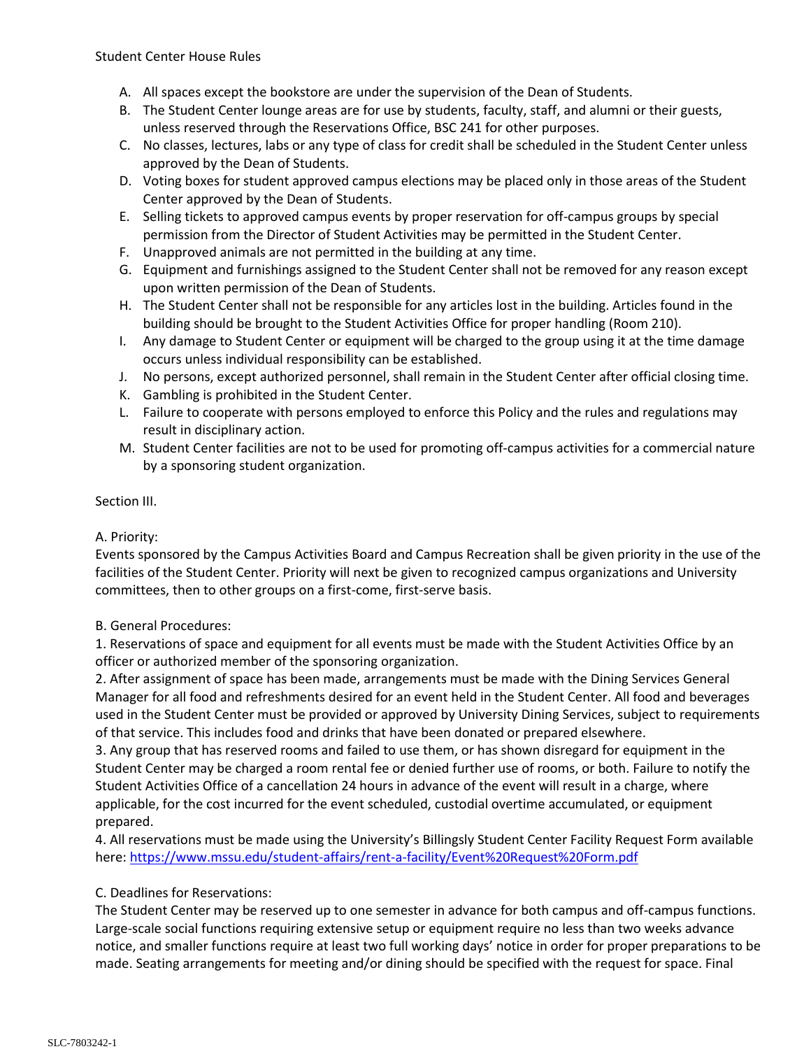Student Center House Rules

A. All spaces except the bookstore are under the supervision of the Dean of Students.
B. The Student Center lounge areas are for use by students, faculty, staff, and alumni or their guests, unless reserved through the Reservations Office, BSC 241 for other purposes.
C. No classes, lectures, labs or any type of class for credit shall be scheduled in the Student Center unless approved by the Dean of Students.
D. Voting boxes for student approved campus elections may be placed only in those areas of the Student Center approved by the Dean of Students.
E. Selling tickets to approved campus events by proper reservation for off-campus groups by special permission from the Director of Student Activities may be permitted in the Student Center.
F. Unapproved animals are not permitted in the building at any time.
G. Equipment and furnishings assigned to the Student Center shall not be removed for any reason except upon written permission of the Dean of Students.
H. The Student Center shall not be responsible for any articles lost in the building. Articles found in the building should be brought to the Student Activities Office for proper handling (Room 210).
I. Any damage to Student Center or equipment will be charged to the group using it at the time damage occurs unless individual responsibility can be established.
J. No persons, except authorized personnel, shall remain in the Student Center after official closing time.
K. Gambling is prohibited in the Student Center.
L. Failure to cooperate with persons employed to enforce this Policy and the rules and regulations may result in disciplinary action.
M. Student Center facilities are not to be used for promoting off-campus activities for a commercial nature by a sponsoring student organization.

Section III.

A. Priority:
Events sponsored by the Campus Activities Board and Campus Recreation shall be given priority in the use of the facilities of the Student Center. Priority will next be given to recognized campus organizations and University committees, then to other groups on a first-come, first-serve basis.

B. General Procedures:
1. Reservations of space and equipment for all events must be made with the Student Activities Office by an officer or authorized member of the sponsoring organization.
2. After assignment of space has been made, arrangements must be made with the Dining Services General Manager for all food and refreshments desired for an event held in the Student Center. All food and beverages used in the Student Center must be provided or approved by University Dining Services, subject to requirements of that service. This includes food and drinks that have been donated or prepared elsewhere.
3. Any group that has reserved rooms and failed to use them, or has shown disregard for equipment in the Student Center may be charged a room rental fee or denied further use of rooms, or both. Failure to notify the Student Activities Office of a cancellation 24 hours in advance of the event will result in a charge, where applicable, for the cost incurred for the event scheduled, custodial overtime accumulated, or equipment prepared.
4. All reservations must be made using the University's Billingsly Student Center Facility Request Form available here: https://www.mssu.edu/student-affairs/rent-a-facility/Event%20Request%20Form.pdf

C. Deadlines for Reservations:
The Student Center may be reserved up to one semester in advance for both campus and off-campus functions. Large-scale social functions requiring extensive setup or equipment require no less than two weeks advance notice, and smaller functions require at least two full working days' notice in order for proper preparations to be made. Seating arrangements for meeting and/or dining should be specified with the request for space. Final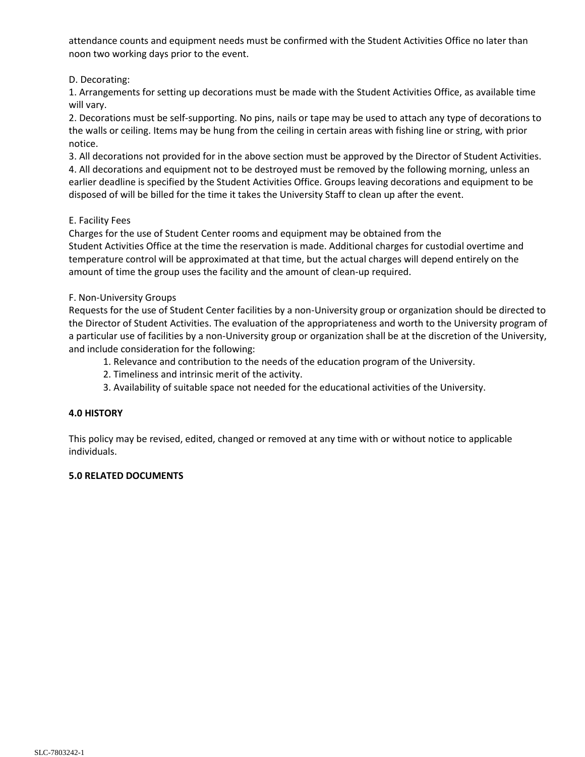attendance counts and equipment needs must be confirmed with the Student Activities Office no later than noon two working days prior to the event.

D. Decorating:

1. Arrangements for setting up decorations must be made with the Student Activities Office, as available time will vary.
2. Decorations must be self-supporting. No pins, nails or tape may be used to attach any type of decorations to the walls or ceiling. Items may be hung from the ceiling in certain areas with fishing line or string, with prior notice.
3. All decorations not provided for in the above section must be approved by the Director of Student Activities.
4. All decorations and equipment not to be destroyed must be removed by the following morning, unless an earlier deadline is specified by the Student Activities Office. Groups leaving decorations and equipment to be disposed of will be billed for the time it takes the University Staff to clean up after the event.

E. Facility Fees

Charges for the use of Student Center rooms and equipment may be obtained from the Student Activities Office at the time the reservation is made. Additional charges for custodial overtime and temperature control will be approximated at that time, but the actual charges will depend entirely on the amount of time the group uses the facility and the amount of clean-up required.

F. Non-University Groups

Requests for the use of Student Center facilities by a non-University group or organization should be directed to the Director of Student Activities. The evaluation of the appropriateness and worth to the University program of a particular use of facilities by a non-University group or organization shall be at the discretion of the University, and include consideration for the following:

1. Relevance and contribution to the needs of the education program of the University.
2. Timeliness and intrinsic merit of the activity.
3. Availability of suitable space not needed for the educational activities of the University.

**4.0 HISTORY**

This policy may be revised, edited, changed or removed at any time with or without notice to applicable individuals.

**5.0 RELATED DOCUMENTS**